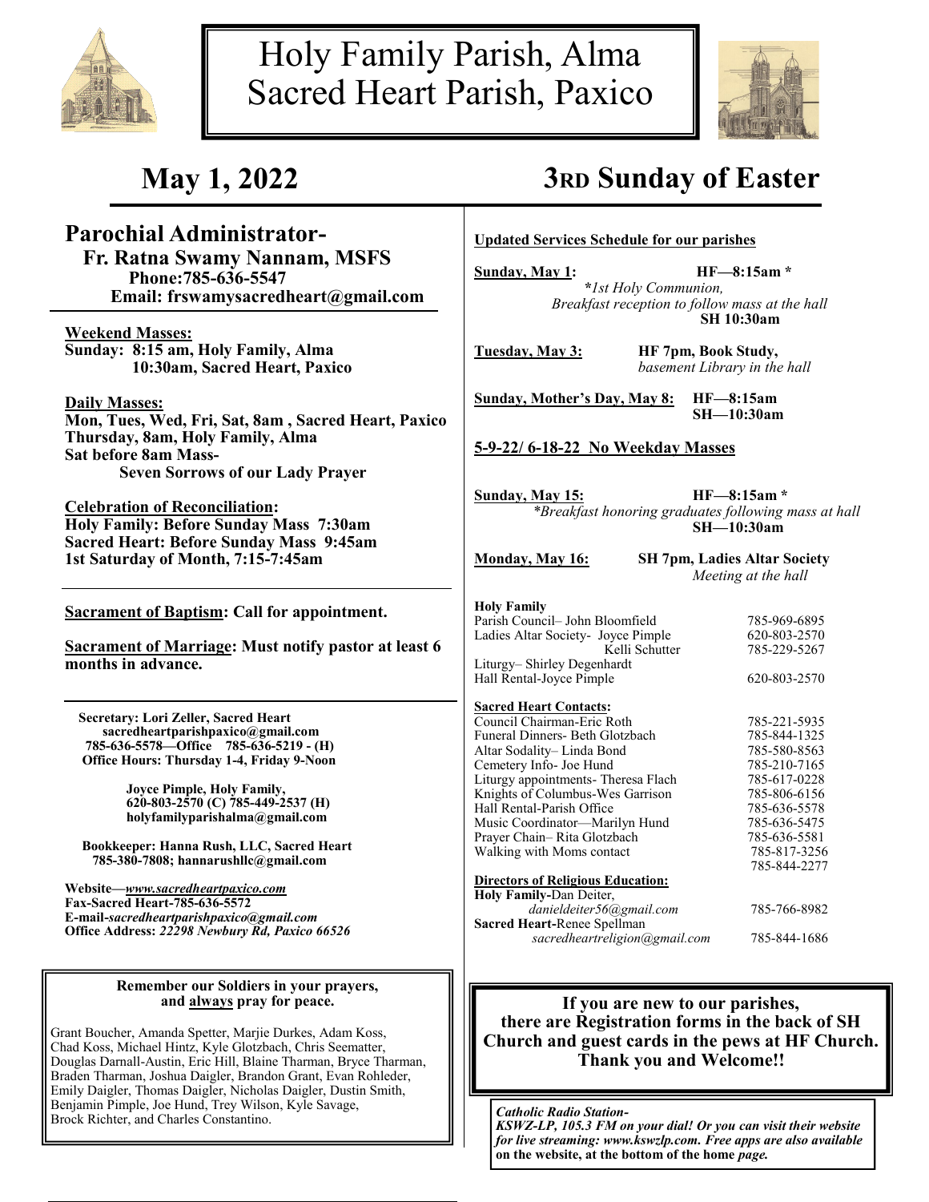# Holy Family Parish, Alma
# Sacred Heart Parish, Paxico

## May 1, 2022 — 3RD Sunday of Easter

## Parochial Administrator-
**Fr. Ratna Swamy Nannam, MSFS**
**Phone:785-636-5547**
**Email: frswamysacredheart@gmail.com**

**Weekend Masses:**
**Sunday: 8:15 am, Holy Family, Alma**
**10:30am, Sacred Heart, Paxico**

**Daily Masses:**
**Mon, Tues, Wed, Fri, Sat, 8am , Sacred Heart, Paxico**
**Thursday, 8am, Holy Family, Alma**
**Sat before 8am Mass-**
**Seven Sorrows of our Lady Prayer**

**Celebration of Reconciliation:**
**Holy Family: Before Sunday Mass 7:30am**
**Sacred Heart: Before Sunday Mass 9:45am**
**1st Saturday of Month, 7:15-7:45am**

**Sacrament of Baptism: Call for appointment.**

**Sacrament of Marriage: Must notify pastor at least 6 months in advance.**

**Secretary: Lori Zeller, Sacred Heart**
**sacredheartparishpaxico@gmail.com**
**785-636-5578—Office 785-636-5219 - (H)**
**Office Hours: Thursday 1-4, Friday 9-Noon**

**Joyce Pimple, Holy Family,**
**620-803-2570 (C) 785-449-2537 (H)**
**holyfamilyparishalma@gmail.com**

**Bookkeeper: Hanna Rush, LLC, Sacred Heart**
**785-380-7808; hannarushllc@gmail.com**

**Website—*www.sacredheartpaxico.com***
**Fax-Sacred Heart-785-636-5572**
**E-mail-*sacredheartparishpaxico@gmail.com***
**Office Address: *22298 Newbury Rd, Paxico 66526***

**Remember our Soldiers in your prayers, and always pray for peace.**

Grant Boucher, Amanda Spetter, Marjie Durkes, Adam Koss, Chad Koss, Michael Hintz, Kyle Glotzbach, Chris Seematter, Douglas Darnall-Austin, Eric Hill, Blaine Tharman, Bryce Tharman, Braden Tharman, Joshua Daigler, Brandon Grant, Evan Rohleder, Emily Daigler, Thomas Daigler, Nicholas Daigler, Dustin Smith, Benjamin Pimple, Joe Hund, Trey Wilson, Kyle Savage, Brock Richter, and Charles Constantino.

**Updated Services Schedule for our parishes**

**Sunday, May 1:** **HF—8:15am \***
*\*1st Holy Communion, Breakfast reception to follow mass at the hall*
**SH 10:30am**

**Tuesday, May 3:** **HF 7pm, Book Study,** *basement Library in the hall*

**Sunday, Mother's Day, May 8:** **HF—8:15am**
**SH—10:30am**

**5-9-22/ 6-18-22 No Weekday Masses**

**Sunday, May 15:** **HF—8:15am \***
*\*Breakfast honoring graduates following mass at hall*
**SH—10:30am**

**Monday, May 16:** **SH 7pm, Ladies Altar Society** *Meeting at the hall*

**Holy Family**

| | |
|---|---|
| Parish Council– John Bloomfield | 785-969-6895 |
| Ladies Altar Society- Joyce Pimple | 620-803-2570 |
| Kelli Schutter | 785-229-5267 |
| Liturgy– Shirley Degenhardt | |
| Hall Rental-Joyce Pimple | 620-803-2570 |

**Sacred Heart Contacts:**

| | |
|---|---|
| Council Chairman-Eric Roth | 785-221-5935 |
| Funeral Dinners- Beth Glotzbach | 785-844-1325 |
| Altar Sodality– Linda Bond | 785-580-8563 |
| Cemetery Info- Joe Hund | 785-210-7165 |
| Liturgy appointments- Theresa Flach | 785-617-0228 |
| Knights of Columbus-Wes Garrison | 785-806-6156 |
| Hall Rental-Parish Office | 785-636-5578 |
| Music Coordinator—Marilyn Hund | 785-636-5475 |
| Prayer Chain– Rita Glotzbach | 785-636-5581 |
| Walking with Moms contact | 785-817-3256<br>785-844-2277 |

**Directors of Religious Education:**

| | |
|---|---|
| **Holy Family-**Dan Deiter, *danieldeiter56@gmail.com* | 785-766-8982 |
| **Sacred Heart-**Renee Spellman *sacredheartreligion@gmail.com* | 785-844-1686 |

**If you are new to our parishes, there are Registration forms in the back of SH Church and guest cards in the pews at HF Church. Thank you and Welcome!!**

***Catholic Radio Station-***
***KSWZ-LP, 105.3 FM on your dial! Or you can visit their website for live streaming: www.kswzlp.com. Free apps are also available* on the website, at the bottom of the home *page.***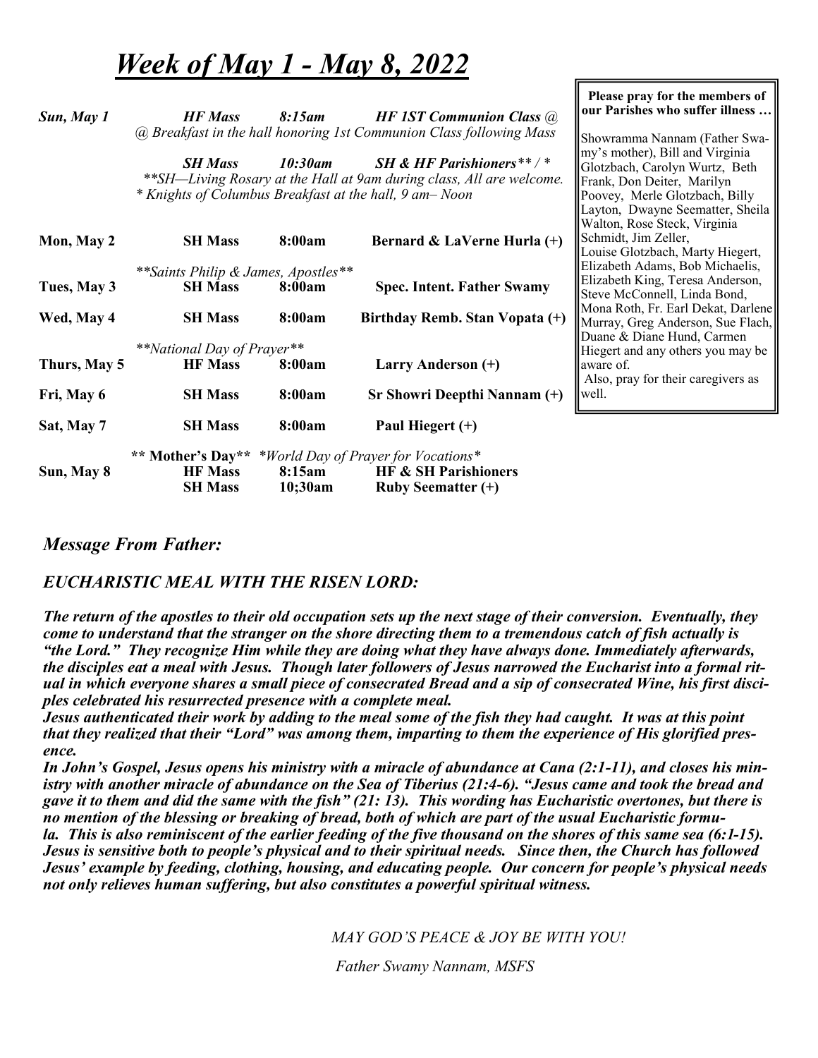# *Week of May 1 - May 8, 2022*

| | | | |
|---|---|---|---|
| ***Sun, May 1*** | ***HF Mass*** | ***8:15am*** | ***HF 1ST Communion Class @*** |
| | *@ Breakfast in the hall honoring 1st Communion Class following Mass* | | |
| | ***SH Mass*** | ***10:30am*** | ***SH & HF Parishioners** / **** |
| | ***\*\*SH—Living Rosary at the Hall at 9am during class, All are welcome.*** | | |
| | ** Knights of Columbus Breakfast at the hall, 9 am– Noon* | | |
| **Mon, May 2** | **SH Mass** | **8:00am** | **Bernard & LaVerne Hurla (+)** |
| | ***\*\*Saints Philip & James, Apostles\*\**** | | |
| **Tues, May 3** | **SH Mass** | **8:00am** | **Spec. Intent. Father Swamy** |
| **Wed, May 4** | **SH Mass** | **8:00am** | **Birthday Remb. Stan Vopata (+)** |
| | ***\*\*National Day of Prayer\*\**** | | |
| **Thurs, May 5** | **HF Mass** | **8:00am** | **Larry Anderson (+)** |
| **Fri, May 6** | **SH Mass** | **8:00am** | **Sr Showri Deepthi Nannam (+)** |
| **Sat, May 7** | **SH Mass** | **8:00am** | **Paul Hiegert (+)** |
| | **\*\* Mother's Day\*\*** | *\*World Day of Prayer for Vocations\** | |
| **Sun, May 8** | **HF Mass** | **8:15am** | **HF & SH Parishioners** |
| | **SH Mass** | **10;30am** | **Ruby Seematter (+)** |

**Please pray for the members of our Parishes who suffer illness …**

Showramma Nannam (Father Swamy's mother), Bill and Virginia Glotzbach, Carolyn Wurtz, Beth Frank, Don Deiter, Marilyn Poovey, Merle Glotzbach, Billy Layton, Dwayne Seematter, Sheila Walton, Rose Steck, Virginia Schmidt, Jim Zeller, Louise Glotzbach, Marty Hiegert, Elizabeth Adams, Bob Michaelis, Elizabeth King, Teresa Anderson, Steve McConnell, Linda Bond, Mona Roth, Fr. Earl Dekat, Darlene Murray, Greg Anderson, Sue Flach, Duane & Diane Hund, Carmen Hiegert and any others you may be aware of.
Also, pray for their caregivers as well.

## *Message From Father:*

### *EUCHARISTIC MEAL WITH THE RISEN LORD:*

***The return of the apostles to their old occupation sets up the next stage of their conversion. Eventually, they come to understand that the stranger on the shore directing them to a tremendous catch of fish actually is "the Lord." They recognize Him while they are doing what they have always done. Immediately afterwards, the disciples eat a meal with Jesus. Though later followers of Jesus narrowed the Eucharist into a formal ritual in which everyone shares a small piece of consecrated Bread and a sip of consecrated Wine, his first disciples celebrated his resurrected presence with a complete meal.***

***Jesus authenticated their work by adding to the meal some of the fish they had caught. It was at this point that they realized that their "Lord" was among them, imparting to them the experience of His glorified presence.***

***In John's Gospel, Jesus opens his ministry with a miracle of abundance at Cana (2:1-11), and closes his ministry with another miracle of abundance on the Sea of Tiberius (21:4-6). "Jesus came and took the bread and gave it to them and did the same with the fish" (21: 13). This wording has Eucharistic overtones, but there is no mention of the blessing or breaking of bread, both of which are part of the usual Eucharistic formula. This is also reminiscent of the earlier feeding of the five thousand on the shores of this same sea (6:1-15). Jesus is sensitive both to people's physical and to their spiritual needs. Since then, the Church has followed Jesus' example by feeding, clothing, housing, and educating people. Our concern for people's physical needs not only relieves human suffering, but also constitutes a powerful spiritual witness.***

*MAY GOD'S PEACE & JOY BE WITH YOU!*

*Father Swamy Nannam, MSFS*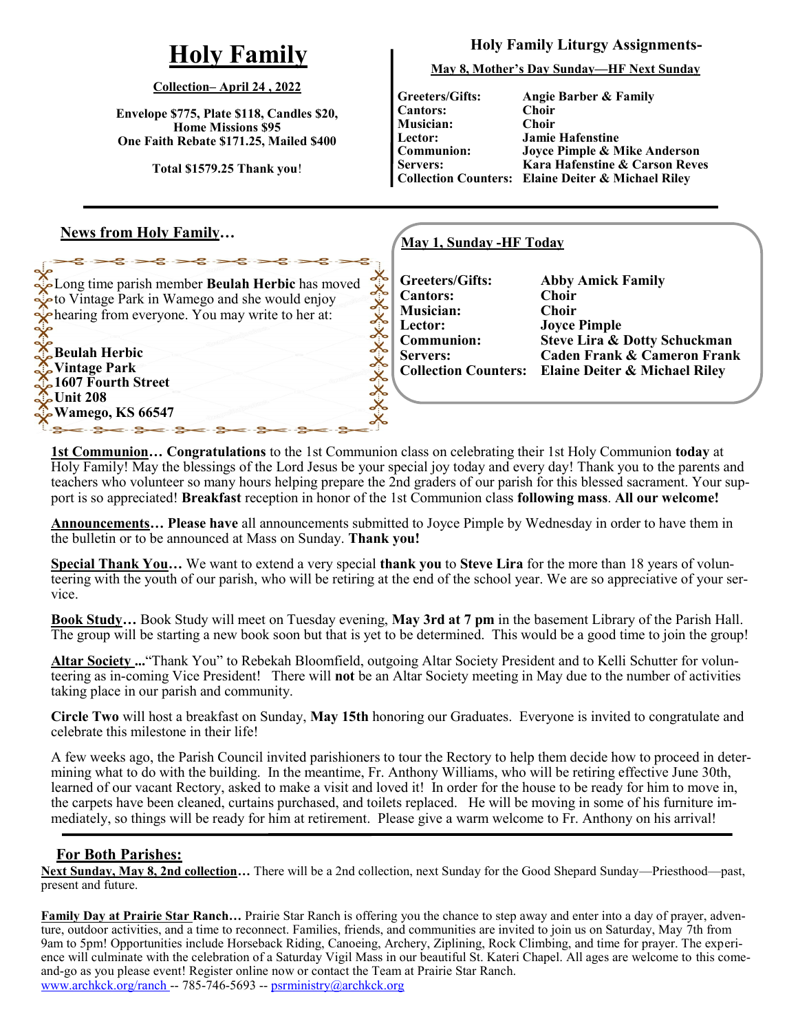# Holy Family

**Collection– April 24 , 2022**

**Envelope $775, Plate $118, Candles $20, Home Missions $95**
**One Faith Rebate $171.25, Mailed $400**

**Total $1579.25 Thank you**!

## Holy Family Liturgy Assignments-

**May 8, Mother's Day Sunday—HF Next Sunday**

| | |
|---|---|
| **Greeters/Gifts:** | **Angie Barber & Family** |
| **Cantors:** | **Choir** |
| **Musician:** | **Choir** |
| **Lector:** | **Jamie Hafenstine** |
| **Communion:** | **Joyce Pimple & Mike Anderson** |
| **Servers:** | **Kara Hafenstine & Carson Reves** |
| **Collection Counters:** | **Elaine Deiter & Michael Riley** |

## News from Holy Family…

Long time parish member **Beulah Herbic** has moved to Vintage Park in Wamego and she would enjoy hearing from everyone. You may write to her at:

**Beulah Herbic**
**Vintage Park**
**1607 Fourth Street**
**Unit 208**
**Wamego, KS 66547**

**May 1, Sunday -HF Today**

| | |
|---|---|
| **Greeters/Gifts:** | **Abby Amick Family** |
| **Cantors:** | **Choir** |
| **Musician:** | **Choir** |
| **Lector:** | **Joyce Pimple** |
| **Communion:** | **Steve Lira & Dotty Schuckman** |
| **Servers:** | **Caden Frank & Cameron Frank** |
| **Collection Counters:** | **Elaine Deiter & Michael Riley** |

**1st Communion… Congratulations** to the 1st Communion class on celebrating their 1st Holy Communion **today** at Holy Family! May the blessings of the Lord Jesus be your special joy today and every day! Thank you to the parents and teachers who volunteer so many hours helping prepare the 2nd graders of our parish for this blessed sacrament. Your support is so appreciated! **Breakfast** reception in honor of the 1st Communion class **following mass**. **All our welcome!**

**Announcements… Please have** all announcements submitted to Joyce Pimple by Wednesday in order to have them in the bulletin or to be announced at Mass on Sunday. **Thank you!**

**Special Thank You…** We want to extend a very special **thank you** to **Steve Lira** for the more than 18 years of volunteering with the youth of our parish, who will be retiring at the end of the school year. We are so appreciative of your service.

**Book Study…** Book Study will meet on Tuesday evening, **May 3rd at 7 pm** in the basement Library of the Parish Hall. The group will be starting a new book soon but that is yet to be determined. This would be a good time to join the group!

**Altar Society ...**"Thank You" to Rebekah Bloomfield, outgoing Altar Society President and to Kelli Schutter for volunteering as in-coming Vice President! There will **not** be an Altar Society meeting in May due to the number of activities taking place in our parish and community.

**Circle Two** will host a breakfast on Sunday, **May 15th** honoring our Graduates. Everyone is invited to congratulate and celebrate this milestone in their life!

A few weeks ago, the Parish Council invited parishioners to tour the Rectory to help them decide how to proceed in determining what to do with the building. In the meantime, Fr. Anthony Williams, who will be retiring effective June 30th, learned of our vacant Rectory, asked to make a visit and loved it! In order for the house to be ready for him to move in, the carpets have been cleaned, curtains purchased, and toilets replaced. He will be moving in some of his furniture immediately, so things will be ready for him at retirement. Please give a warm welcome to Fr. Anthony on his arrival!

## For Both Parishes:

**Next Sunday, May 8, 2nd collection…** There will be a 2nd collection, next Sunday for the Good Shepard Sunday—Priesthood—past, present and future.

**Family Day at Prairie Star Ranch…** Prairie Star Ranch is offering you the chance to step away and enter into a day of prayer, adventure, outdoor activities, and a time to reconnect. Families, friends, and communities are invited to join us on Saturday, May 7th from 9am to 5pm! Opportunities include Horseback Riding, Canoeing, Archery, Ziplining, Rock Climbing, and time for prayer. The experience will culminate with the celebration of a Saturday Vigil Mass in our beautiful St. Kateri Chapel. All ages are welcome to this come-and-go as you please event! Register online now or contact the Team at Prairie Star Ranch.
www.archkck.org/ranch -- 785-746-5693 -- psrministry@archkck.org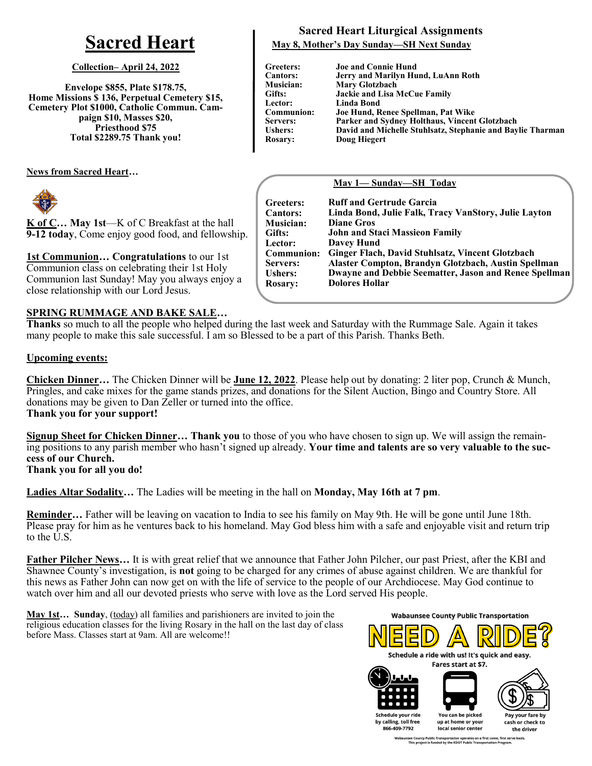# Sacred Heart

**Collection– April 24, 2022**

**Envelope $855, Plate $178.75, Home Missions $ 136, Perpetual Cemetery $15, Cemetery Plot $1000, Catholic Commun. Campaign $10, Masses $20, Priesthood $75 Total $2289.75 Thank you!**

**News from Sacred Heart…**

**K of C… May 1st**—K of C Breakfast at the hall **9-12 today**, Come enjoy good food, and fellowship.

**1st Communion… Congratulations** to our 1st Communion class on celebrating their 1st Holy Communion last Sunday! May you always enjoy a close relationship with our Lord Jesus.

## Sacred Heart Liturgical Assignments

**May 8, Mother's Day Sunday—SH Next Sunday**

| | |
|---|---|
| **Greeters:** | **Joe and Connie Hund** |
| **Cantors:** | **Jerry and Marilyn Hund, LuAnn Roth** |
| **Musician:** | **Mary Glotzbach** |
| **Gifts:** | **Jackie and Lisa McCue Family** |
| **Lector:** | **Linda Bond** |
| **Communion:** | **Joe Hund, Renee Spellman, Pat Wike** |
| **Servers:** | **Parker and Sydney Holthaus, Vincent Glotzbach** |
| **Ushers:** | **David and Michelle Stuhlsatz, Stephanie and Baylie Tharman** |
| **Rosary:** | **Doug Hiegert** |

**May 1— Sunday—SH Today**

| | |
|---|---|
| **Greeters:** | **Ruff and Gertrude Garcia** |
| **Cantors:** | **Linda Bond, Julie Falk, Tracy VanStory, Julie Layton** |
| **Musician:** | **Diane Gros** |
| **Gifts:** | **John and Staci Massieon Family** |
| **Lector:** | **Davey Hund** |
| **Communion:** | **Ginger Flach, David Stuhlsatz, Vincent Glotzbach** |
| **Servers:** | **Alaster Compton, Brandyn Glotzbach, Austin Spellman** |
| **Ushers:** | **Dwayne and Debbie Seematter, Jason and Renee Spellman** |
| **Rosary:** | **Dolores Hollar** |

**SPRING RUMMAGE AND BAKE SALE…**

**Thanks** so much to all the people who helped during the last week and Saturday with the Rummage Sale. Again it takes many people to make this sale successful. I am so Blessed to be a part of this Parish. Thanks Beth.

**Upcoming events:**

**Chicken Dinner…** The Chicken Dinner will be **June 12, 2022**. Please help out by donating: 2 liter pop, Crunch & Munch, Pringles, and cake mixes for the game stands prizes, and donations for the Silent Auction, Bingo and Country Store. All donations may be given to Dan Zeller or turned into the office.
**Thank you for your support!**

**Signup Sheet for Chicken Dinner… Thank you** to those of you who have chosen to sign up. We will assign the remaining positions to any parish member who hasn't signed up already. **Your time and talents are so very valuable to the success of our Church.**
**Thank you for all you do!**

**Ladies Altar Sodality…** The Ladies will be meeting in the hall on **Monday, May 16th at 7 pm**.

**Reminder…** Father will be leaving on vacation to India to see his family on May 9th. He will be gone until June 18th. Please pray for him as he ventures back to his homeland. May God bless him with a safe and enjoyable visit and return trip to the U.S.

**Father Pilcher News…** It is with great relief that we announce that Father John Pilcher, our past Priest, after the KBI and Shawnee County's investigation, is **not** going to be charged for any crimes of abuse against children. We are thankful for this news as Father John can now get on with the life of service to the people of our Archdiocese. May God continue to watch over him and all our devoted priests who serve with love as the Lord served His people.

**May 1st… Sunday**, (today) all families and parishioners are invited to join the religious education classes for the living Rosary in the hall on the last day of class before Mass. Classes start at 9am. All are welcome!!

**Wabaunsee County Public Transportation**

# NEED A RIDE?

**Schedule a ride with us! It's quick and easy. Fares start at $7.**

Schedule your ride by calling, toll free 866-409-7792

You can be picked up at home or your local senior center

Pay your fare by cash or check to the driver

Wabaunsee County Public Transportation operates on a first come, first serve basis. This project is funded by the KDOT Public Transportation Program.